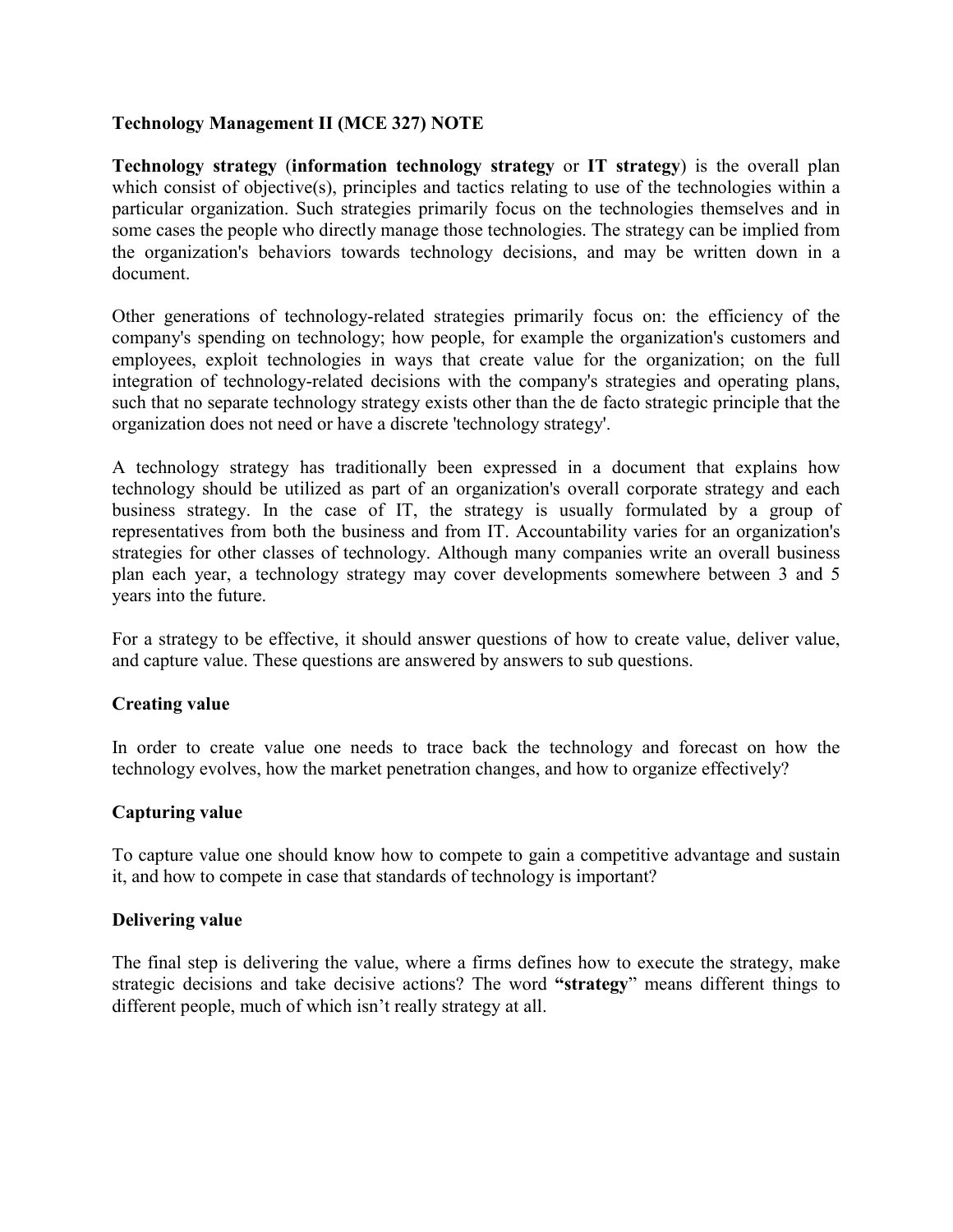**Technology Management II (MCE 327) NOTE**

**Technology strategy** (**information technology strategy** or **IT strategy**) is the overall plan which consist of objective(s), principles and tactics relating to use of the technologies within a particular organization. Such strategies primarily focus on the technologies themselves and in some cases the people who directly manage those technologies. The strategy can be implied from the organization's behaviors towards technology decisions, and may be written down in a document.

Other generations of technology-related strategies primarily focus on: the efficiency of the company's spending on technology; how people, for example the organization's customers and employees, exploit technologies in ways that create value for the organization; on the full integration of technology-related decisions with the company's strategies and operating plans, such that no separate technology strategy exists other than the de facto strategic principle that the organization does not need or have a discrete 'technology strategy'.

A technology strategy has traditionally been expressed in a document that explains how technology should be utilized as part of an organization's overall corporate strategy and each business strategy. In the case of IT, the strategy is usually formulated by a group of representatives from both the business and from IT. Accountability varies for an organization's strategies for other classes of technology. Although many companies write an overall business plan each year, a technology strategy may cover developments somewhere between 3 and 5 years into the future.

For a strategy to be effective, it should answer questions of how to create value, deliver value, and capture value. These questions are answered by answers to sub questions.

**Creating value**

In order to create value one needs to trace back the technology and forecast on how the technology evolves, how the market penetration changes, and how to organize effectively?

**Capturing value**

To capture value one should know how to compete to gain a competitive advantage and sustain it, and how to compete in case that standards of technology is important?

**Delivering value**

The final step is delivering the value, where a firms defines how to execute the strategy, make strategic decisions and take decisive actions? The word **"strategy"** means different things to different people, much of which isn't really strategy at all.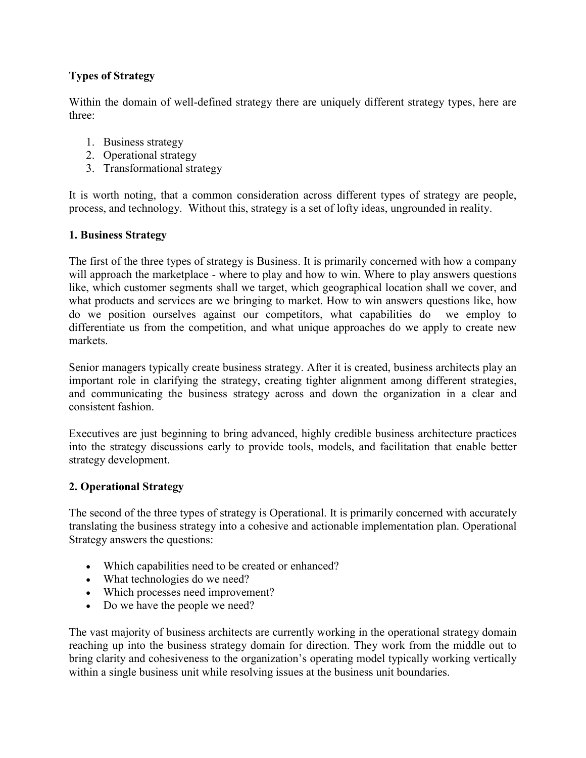**Types of Strategy**

Within the domain of well-defined strategy there are uniquely different strategy types, here are three:

1. Business strategy
2. Operational strategy
3. Transformational strategy

It is worth noting, that a common consideration across different types of strategy are people, process, and technology. Without this, strategy is a set of lofty ideas, ungrounded in reality.

**1. Business Strategy**

The first of the three types of strategy is Business. It is primarily concerned with how a company will approach the marketplace - where to play and how to win. Where to play answers questions like, which customer segments shall we target, which geographical location shall we cover, and what products and services are we bringing to market. How to win answers questions like, how do we position ourselves against our competitors, what capabilities do we employ to differentiate us from the competition, and what unique approaches do we apply to create new markets.

Senior managers typically create business strategy. After it is created, business architects play an important role in clarifying the strategy, creating tighter alignment among different strategies, and communicating the business strategy across and down the organization in a clear and consistent fashion.

Executives are just beginning to bring advanced, highly credible business architecture practices into the strategy discussions early to provide tools, models, and facilitation that enable better strategy development.

**2. Operational Strategy**

The second of the three types of strategy is Operational. It is primarily concerned with accurately translating the business strategy into a cohesive and actionable implementation plan. Operational Strategy answers the questions:

- Which capabilities need to be created or enhanced?
- What technologies do we need?
- Which processes need improvement?
- Do we have the people we need?

The vast majority of business architects are currently working in the operational strategy domain reaching up into the business strategy domain for direction. They work from the middle out to bring clarity and cohesiveness to the organization's operating model typically working vertically within a single business unit while resolving issues at the business unit boundaries.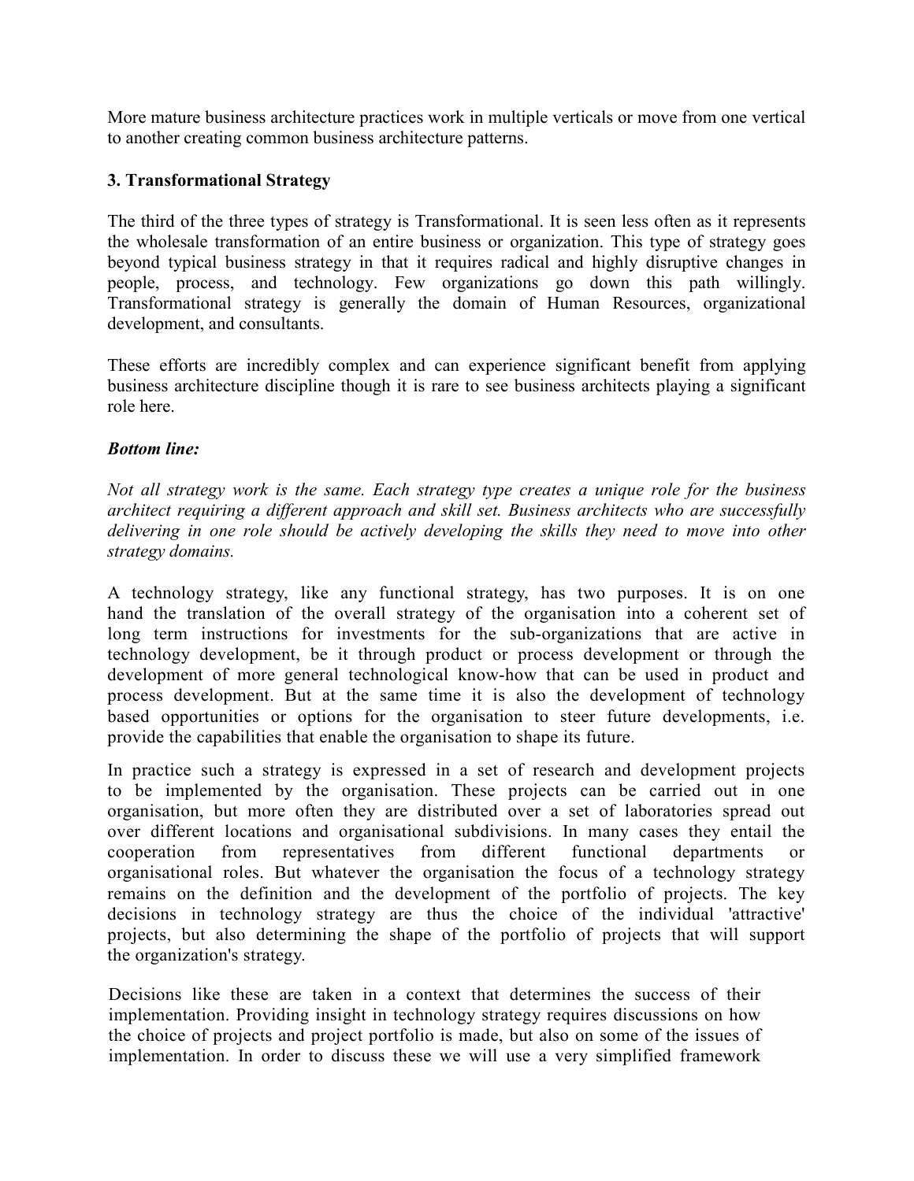More mature business architecture practices work in multiple verticals or move from one vertical to another creating common business architecture patterns.

### 3. Transformational Strategy

The third of the three types of strategy is Transformational. It is seen less often as it represents the wholesale transformation of an entire business or organization. This type of strategy goes beyond typical business strategy in that it requires radical and highly disruptive changes in people, process, and technology. Few organizations go down this path willingly. Transformational strategy is generally the domain of Human Resources, organizational development, and consultants.

These efforts are incredibly complex and can experience significant benefit from applying business architecture discipline though it is rare to see business architects playing a significant role here.

***Bottom line:***

*Not all strategy work is the same. Each strategy type creates a unique role for the business architect requiring a different approach and skill set. Business architects who are successfully delivering in one role should be actively developing the skills they need to move into other strategy domains.*

A technology strategy, like any functional strategy, has two purposes. It is on one hand the translation of the overall strategy of the organisation into a coherent set of long term instructions for investments for the sub-organizations that are active in technology development, be it through product or process development or through the development of more general technological know-how that can be used in product and process development. But at the same time it is also the development of technology based opportunities or options for the organisation to steer future developments, i.e. provide the capabilities that enable the organisation to shape its future.

In practice such a strategy is expressed in a set of research and development projects to be implemented by the organisation. These projects can be carried out in one organisation, but more often they are distributed over a set of laboratories spread out over different locations and organisational subdivisions. In many cases they entail the cooperation from representatives from different functional departments or organisational roles. But whatever the organisation the focus of a technology strategy remains on the definition and the development of the portfolio of projects. The key decisions in technology strategy are thus the choice of the individual 'attractive' projects, but also determining the shape of the portfolio of projects that will support the organization's strategy.

Decisions like these are taken in a context that determines the success of their implementation. Providing insight in technology strategy requires discussions on how the choice of projects and project portfolio is made, but also on some of the issues of implementation. In order to discuss these we will use a very simplified framework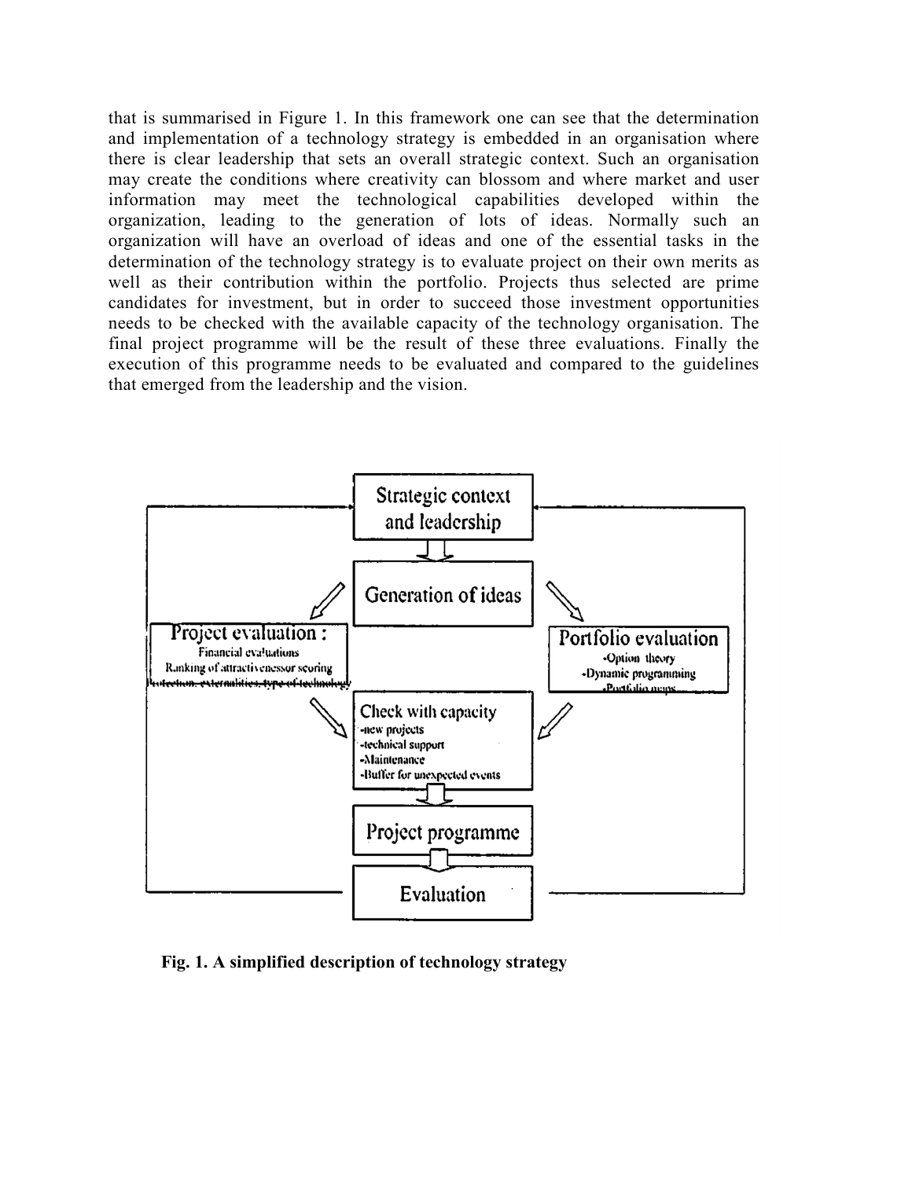that is summarised in Figure 1. In this framework one can see that the determination and implementation of a technology strategy is embedded in an organisation where there is clear leadership that sets an overall strategic context. Such an organisation may create the conditions where creativity can blossom and where market and user information may meet the technological capabilities developed within the organization, leading to the generation of lots of ideas. Normally such an organization will have an overload of ideas and one of the essential tasks in the determination of the technology strategy is to evaluate project on their own merits as well as their contribution within the portfolio. Projects thus selected are prime candidates for investment, but in order to succeed those investment opportunities needs to be checked with the available capacity of the technology organisation. The final project programme will be the result of these three evaluations. Finally the execution of this programme needs to be evaluated and compared to the guidelines that emerged from the leadership and the vision.

Strategic context and leadership

Generation of ideas

Project evaluation :
Financial evaluations
Ranking of attractivenessor scoring
Protection, externalities, type of technology

Portfolio evaluation
-Option theory
-Dynamic programming
-Portfolio maps

Check with capacity
-new projects
-technical support
-Maintenance
-Buffer for unexpected events

Project programme

Evaluation

**Fig. 1. A simplified description of technology strategy**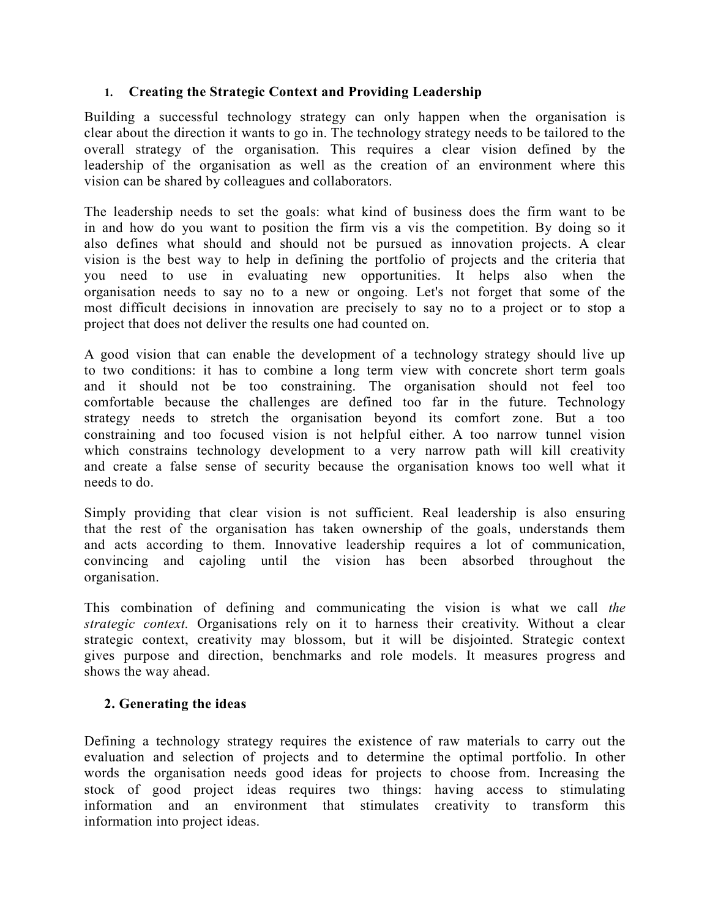## 1. Creating the Strategic Context and Providing Leadership

Building a successful technology strategy can only happen when the organisation is clear about the direction it wants to go in. The technology strategy needs to be tailored to the overall strategy of the organisation. This requires a clear vision defined by the leadership of the organisation as well as the creation of an environment where this vision can be shared by colleagues and collaborators.

The leadership needs to set the goals: what kind of business does the firm want to be in and how do you want to position the firm vis a vis the competition. By doing so it also defines what should and should not be pursued as innovation projects. A clear vision is the best way to help in defining the portfolio of projects and the criteria that you need to use in evaluating new opportunities. It helps also when the organisation needs to say no to a new or ongoing. Let's not forget that some of the most difficult decisions in innovation are precisely to say no to a project or to stop a project that does not deliver the results one had counted on.

A good vision that can enable the development of a technology strategy should live up to two conditions: it has to combine a long term view with concrete short term goals and it should not be too constraining. The organisation should not feel too comfortable because the challenges are defined too far in the future. Technology strategy needs to stretch the organisation beyond its comfort zone. But a too constraining and too focused vision is not helpful either. A too narrow tunnel vision which constrains technology development to a very narrow path will kill creativity and create a false sense of security because the organisation knows too well what it needs to do.

Simply providing that clear vision is not sufficient. Real leadership is also ensuring that the rest of the organisation has taken ownership of the goals, understands them and acts according to them. Innovative leadership requires a lot of communication, convincing and cajoling until the vision has been absorbed throughout the organisation.

This combination of defining and communicating the vision is what we call *the strategic context.* Organisations rely on it to harness their creativity. Without a clear strategic context, creativity may blossom, but it will be disjointed. Strategic context gives purpose and direction, benchmarks and role models. It measures progress and shows the way ahead.

## 2. Generating the ideas

Defining a technology strategy requires the existence of raw materials to carry out the evaluation and selection of projects and to determine the optimal portfolio. In other words the organisation needs good ideas for projects to choose from. Increasing the stock of good project ideas requires two things: having access to stimulating information and an environment that stimulates creativity to transform this information into project ideas.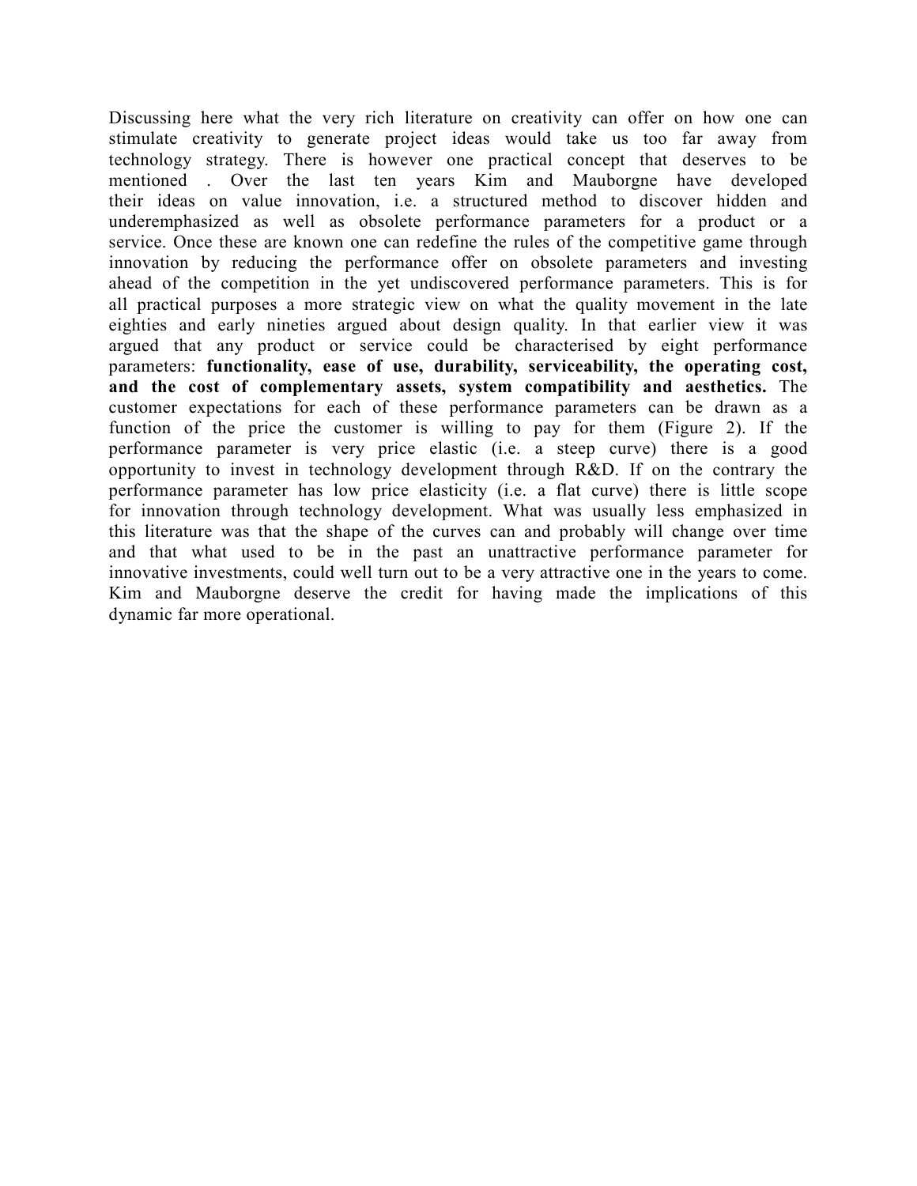Discussing here what the very rich literature on creativity can offer on how one can stimulate creativity to generate project ideas would take us too far away from technology strategy. There is however one practical concept that deserves to be mentioned . Over the last ten years Kim and Mauborgne have developed their ideas on value innovation, i.e. a structured method to discover hidden and underemphasized as well as obsolete performance parameters for a product or a service. Once these are known one can redefine the rules of the competitive game through innovation by reducing the performance offer on obsolete parameters and investing ahead of the competition in the yet undiscovered performance parameters. This is for all practical purposes a more strategic view on what the quality movement in the late eighties and early nineties argued about design quality. In that earlier view it was argued that any product or service could be characterised by eight performance parameters: **functionality, ease of use, durability, serviceability, the operating cost, and the cost of complementary assets, system compatibility and aesthetics.** The customer expectations for each of these performance parameters can be drawn as a function of the price the customer is willing to pay for them (Figure 2). If the performance parameter is very price elastic (i.e. a steep curve) there is a good opportunity to invest in technology development through R&D. If on the contrary the performance parameter has low price elasticity (i.e. a flat curve) there is little scope for innovation through technology development. What was usually less emphasized in this literature was that the shape of the curves can and probably will change over time and that what used to be in the past an unattractive performance parameter for innovative investments, could well turn out to be a very attractive one in the years to come. Kim and Mauborgne deserve the credit for having made the implications of this dynamic far more operational.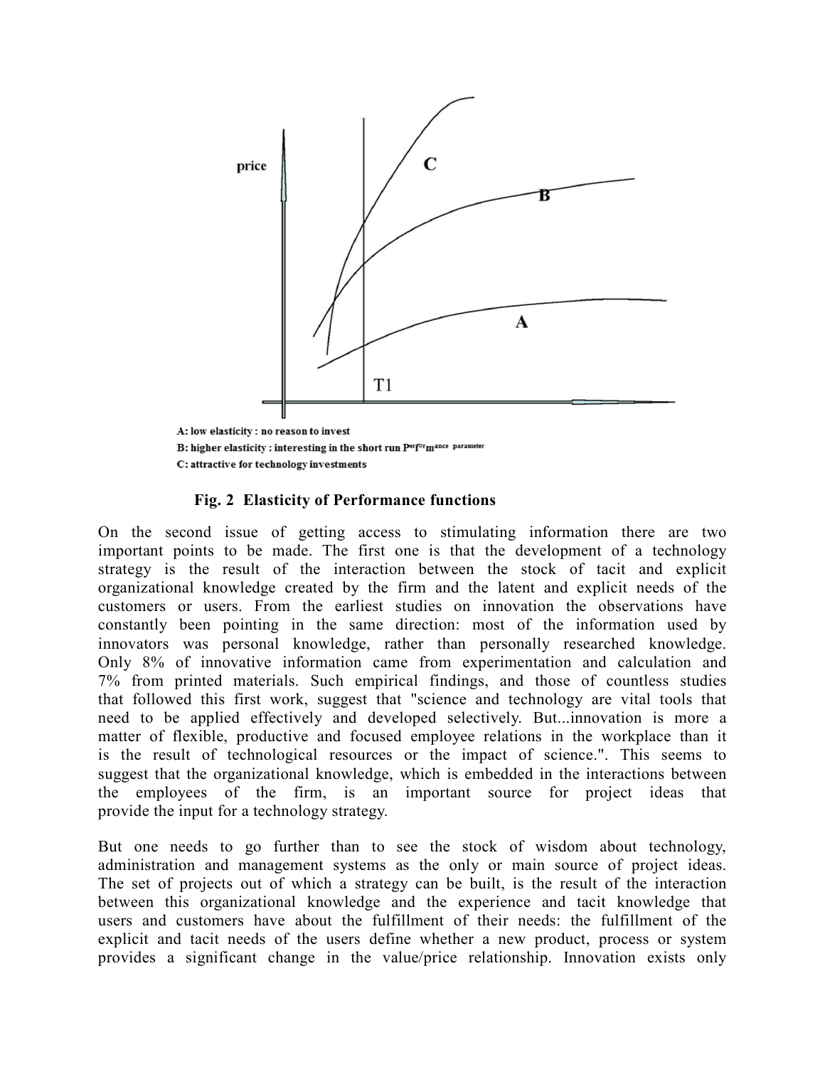A: low elasticity : no reason to invest
B: higher elasticity : interesting in the short run Performance parameter
C: attractive for technology investments

**Fig. 2 Elasticity of Performance functions**

On the second issue of getting access to stimulating information there are two important points to be made. The first one is that the development of a technology strategy is the result of the interaction between the stock of tacit and explicit organizational knowledge created by the firm and the latent and explicit needs of the customers or users. From the earliest studies on innovation the observations have constantly been pointing in the same direction: most of the information used by innovators was personal knowledge, rather than personally researched knowledge. Only 8% of innovative information came from experimentation and calculation and 7% from printed materials. Such empirical findings, and those of countless studies that followed this first work, suggest that "science and technology are vital tools that need to be applied effectively and developed selectively. But...innovation is more a matter of flexible, productive and focused employee relations in the workplace than it is the result of technological resources or the impact of science.". This seems to suggest that the organizational knowledge, which is embedded in the interactions between the employees of the firm, is an important source for project ideas that provide the input for a technology strategy.

But one needs to go further than to see the stock of wisdom about technology, administration and management systems as the only or main source of project ideas. The set of projects out of which a strategy can be built, is the result of the interaction between this organizational knowledge and the experience and tacit knowledge that users and customers have about the fulfillment of their needs: the fulfillment of the explicit and tacit needs of the users define whether a new product, process or system provides a significant change in the value/price relationship. Innovation exists only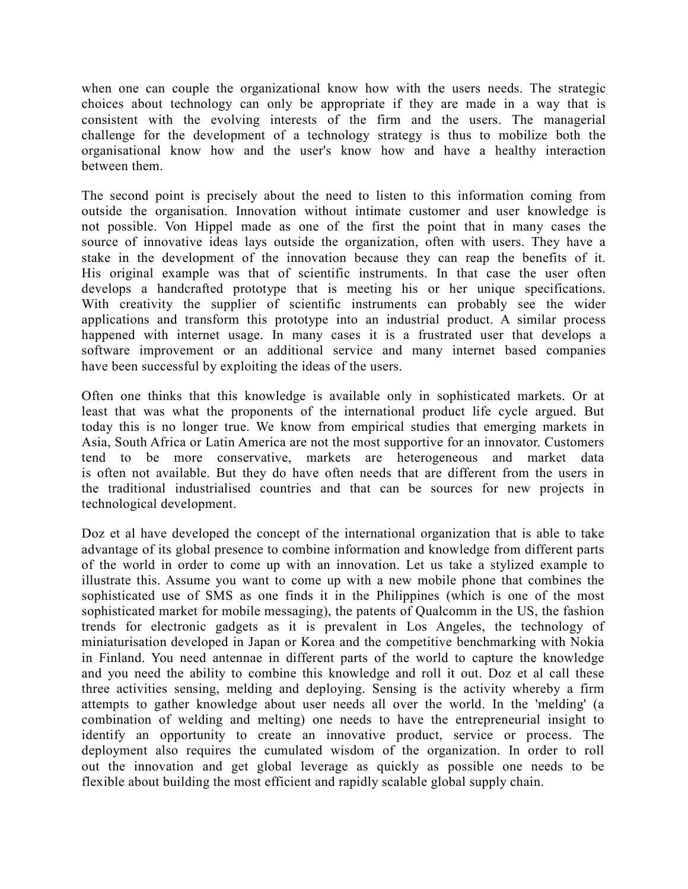when one can couple the organizational know how with the users needs. The strategic choices about technology can only be appropriate if they are made in a way that is consistent with the evolving interests of the firm and the users. The managerial challenge for the development of a technology strategy is thus to mobilize both the organisational know how and the user's know how and have a healthy interaction between them.

The second point is precisely about the need to listen to this information coming from outside the organisation. Innovation without intimate customer and user knowledge is not possible. Von Hippel made as one of the first the point that in many cases the source of innovative ideas lays outside the organization, often with users. They have a stake in the development of the innovation because they can reap the benefits of it. His original example was that of scientific instruments. In that case the user often develops a handcrafted prototype that is meeting his or her unique specifications. With creativity the supplier of scientific instruments can probably see the wider applications and transform this prototype into an industrial product. A similar process happened with internet usage. In many cases it is a frustrated user that develops a software improvement or an additional service and many internet based companies have been successful by exploiting the ideas of the users.

Often one thinks that this knowledge is available only in sophisticated markets. Or at least that was what the proponents of the international product life cycle argued. But today this is no longer true. We know from empirical studies that emerging markets in Asia, South Africa or Latin America are not the most supportive for an innovator. Customers tend to be more conservative, markets are heterogeneous and market data is often not available. But they do have often needs that are different from the users in the traditional industrialised countries and that can be sources for new projects in technological development.

Doz et al have developed the concept of the international organization that is able to take advantage of its global presence to combine information and knowledge from different parts of the world in order to come up with an innovation. Let us take a stylized example to illustrate this. Assume you want to come up with a new mobile phone that combines the sophisticated use of SMS as one finds it in the Philippines (which is one of the most sophisticated market for mobile messaging), the patents of Qualcomm in the US, the fashion trends for electronic gadgets as it is prevalent in Los Angeles, the technology of miniaturisation developed in Japan or Korea and the competitive benchmarking with Nokia in Finland. You need antennae in different parts of the world to capture the knowledge and you need the ability to combine this knowledge and roll it out. Doz et al call these three activities sensing, melding and deploying. Sensing is the activity whereby a firm attempts to gather knowledge about user needs all over the world. In the 'melding' (a combination of welding and melting) one needs to have the entrepreneurial insight to identify an opportunity to create an innovative product, service or process. The deployment also requires the cumulated wisdom of the organization. In order to roll out the innovation and get global leverage as quickly as possible one needs to be flexible about building the most efficient and rapidly scalable global supply chain.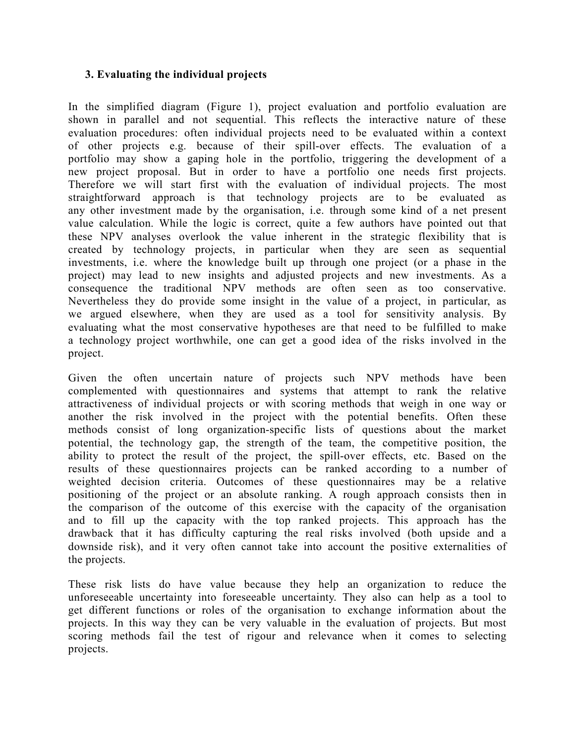### 3. Evaluating the individual projects

In the simplified diagram (Figure 1), project evaluation and portfolio evaluation are shown in parallel and not sequential. This reflects the interactive nature of these evaluation procedures: often individual projects need to be evaluated within a context of other projects e.g. because of their spill-over effects. The evaluation of a portfolio may show a gaping hole in the portfolio, triggering the development of a new project proposal. But in order to have a portfolio one needs first projects. Therefore we will start first with the evaluation of individual projects. The most straightforward approach is that technology projects are to be evaluated as any other investment made by the organisation, i.e. through some kind of a net present value calculation. While the logic is correct, quite a few authors have pointed out that these NPV analyses overlook the value inherent in the strategic flexibility that is created by technology projects, in particular when they are seen as sequential investments, i.e. where the knowledge built up through one project (or a phase in the project) may lead to new insights and adjusted projects and new investments. As a consequence the traditional NPV methods are often seen as too conservative. Nevertheless they do provide some insight in the value of a project, in particular, as we argued elsewhere, when they are used as a tool for sensitivity analysis. By evaluating what the most conservative hypotheses are that need to be fulfilled to make a technology project worthwhile, one can get a good idea of the risks involved in the project.

Given the often uncertain nature of projects such NPV methods have been complemented with questionnaires and systems that attempt to rank the relative attractiveness of individual projects or with scoring methods that weigh in one way or another the risk involved in the project with the potential benefits. Often these methods consist of long organization-specific lists of questions about the market potential, the technology gap, the strength of the team, the competitive position, the ability to protect the result of the project, the spill-over effects, etc. Based on the results of these questionnaires projects can be ranked according to a number of weighted decision criteria. Outcomes of these questionnaires may be a relative positioning of the project or an absolute ranking. A rough approach consists then in the comparison of the outcome of this exercise with the capacity of the organisation and to fill up the capacity with the top ranked projects. This approach has the drawback that it has difficulty capturing the real risks involved (both upside and a downside risk), and it very often cannot take into account the positive externalities of the projects.

These risk lists do have value because they help an organization to reduce the unforeseeable uncertainty into foreseeable uncertainty. They also can help as a tool to get different functions or roles of the organisation to exchange information about the projects. In this way they can be very valuable in the evaluation of projects. But most scoring methods fail the test of rigour and relevance when it comes to selecting projects.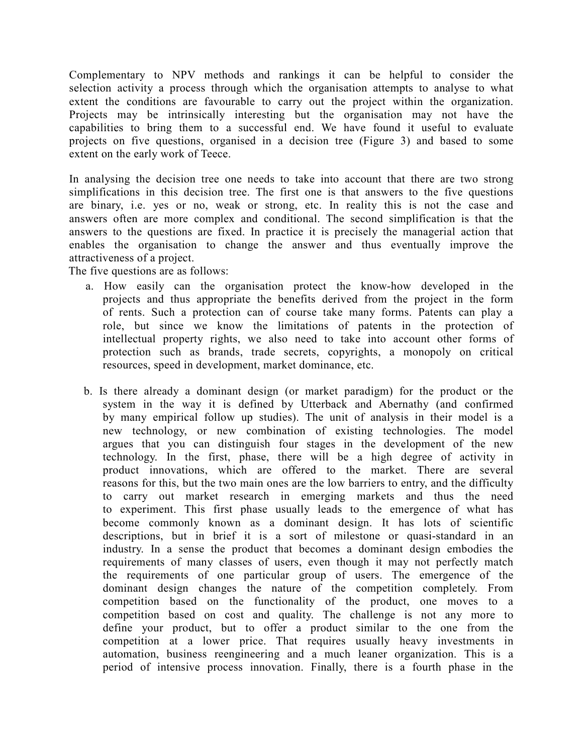Complementary to NPV methods and rankings it can be helpful to consider the selection activity a process through which the organisation attempts to analyse to what extent the conditions are favourable to carry out the project within the organization. Projects may be intrinsically interesting but the organisation may not have the capabilities to bring them to a successful end. We have found it useful to evaluate projects on five questions, organised in a decision tree (Figure 3) and based to some extent on the early work of Teece.

In analysing the decision tree one needs to take into account that there are two strong simplifications in this decision tree. The first one is that answers to the five questions are binary, i.e. yes or no, weak or strong, etc. In reality this is not the case and answers often are more complex and conditional. The second simplification is that the answers to the questions are fixed. In practice it is precisely the managerial action that enables the organisation to change the answer and thus eventually improve the attractiveness of a project.
The five questions are as follows:

a. How easily can the organisation protect the know-how developed in the projects and thus appropriate the benefits derived from the project in the form of rents. Such a protection can of course take many forms. Patents can play a role, but since we know the limitations of patents in the protection of intellectual property rights, we also need to take into account other forms of protection such as brands, trade secrets, copyrights, a monopoly on critical resources, speed in development, market dominance, etc.

b. Is there already a dominant design (or market paradigm) for the product or the system in the way it is defined by Utterback and Abernathy (and confirmed by many empirical follow up studies). The unit of analysis in their model is a new technology, or new combination of existing technologies. The model argues that you can distinguish four stages in the development of the new technology. In the first, phase, there will be a high degree of activity in product innovations, which are offered to the market. There are several reasons for this, but the two main ones are the low barriers to entry, and the difficulty to carry out market research in emerging markets and thus the need to experiment. This first phase usually leads to the emergence of what has become commonly known as a dominant design. It has lots of scientific descriptions, but in brief it is a sort of milestone or quasi-standard in an industry. In a sense the product that becomes a dominant design embodies the requirements of many classes of users, even though it may not perfectly match the requirements of one particular group of users. The emergence of the dominant design changes the nature of the competition completely. From competition based on the functionality of the product, one moves to a competition based on cost and quality. The challenge is not any more to define your product, but to offer a product similar to the one from the competition at a lower price. That requires usually heavy investments in automation, business reengineering and a much leaner organization. This is a period of intensive process innovation. Finally, there is a fourth phase in the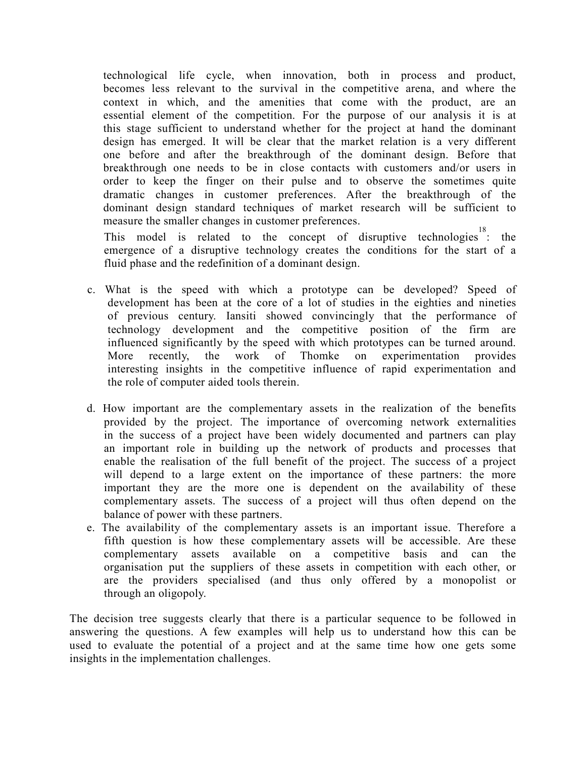technological life cycle, when innovation, both in process and product, becomes less relevant to the survival in the competitive arena, and where the context in which, and the amenities that come with the product, are an essential element of the competition. For the purpose of our analysis it is at this stage sufficient to understand whether for the project at hand the dominant design has emerged. It will be clear that the market relation is a very different one before and after the breakthrough of the dominant design. Before that breakthrough one needs to be in close contacts with customers and/or users in order to keep the finger on their pulse and to observe the sometimes quite dramatic changes in customer preferences. After the breakthrough of the dominant design standard techniques of market research will be sufficient to measure the smaller changes in customer preferences.

This model is related to the concept of disruptive technologies[18]: the emergence of a disruptive technology creates the conditions for the start of a fluid phase and the redefinition of a dominant design.

c. What is the speed with which a prototype can be developed? Speed of development has been at the core of a lot of studies in the eighties and nineties of previous century. Iansiti showed convincingly that the performance of technology development and the competitive position of the firm are influenced significantly by the speed with which prototypes can be turned around. More recently, the work of Thomke on experimentation provides interesting insights in the competitive influence of rapid experimentation and the role of computer aided tools therein.

d. How important are the complementary assets in the realization of the benefits provided by the project. The importance of overcoming network externalities in the success of a project have been widely documented and partners can play an important role in building up the network of products and processes that enable the realisation of the full benefit of the project. The success of a project will depend to a large extent on the importance of these partners: the more important they are the more one is dependent on the availability of these complementary assets. The success of a project will thus often depend on the balance of power with these partners.

e. The availability of the complementary assets is an important issue. Therefore a fifth question is how these complementary assets will be accessible. Are these complementary assets available on a competitive basis and can the organisation put the suppliers of these assets in competition with each other, or are the providers specialised (and thus only offered by a monopolist or through an oligopoly.

The decision tree suggests clearly that there is a particular sequence to be followed in answering the questions. A few examples will help us to understand how this can be used to evaluate the potential of a project and at the same time how one gets some insights in the implementation challenges.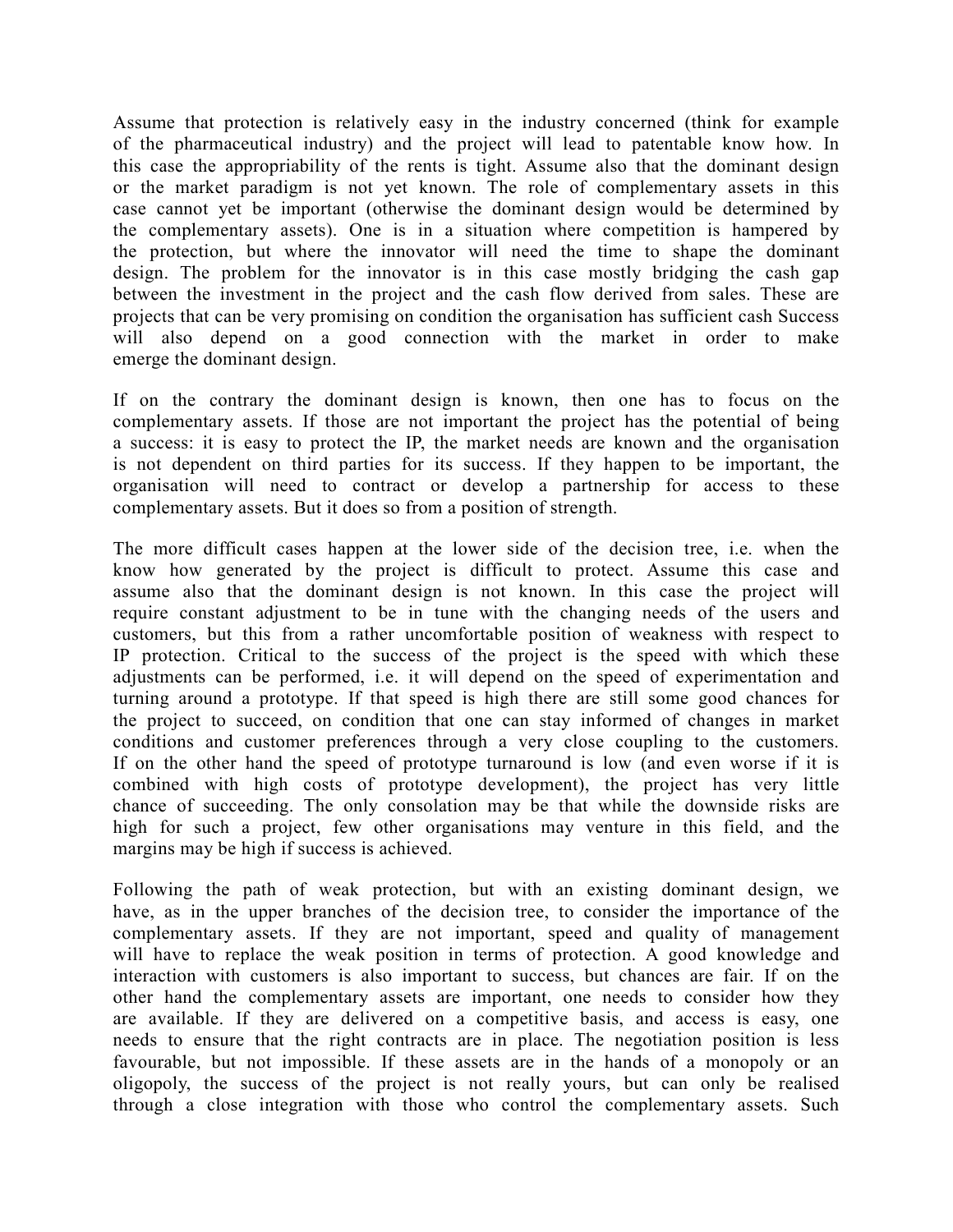Assume that protection is relatively easy in the industry concerned (think for example of the pharmaceutical industry) and the project will lead to patentable know how. In this case the appropriability of the rents is tight. Assume also that the dominant design or the market paradigm is not yet known. The role of complementary assets in this case cannot yet be important (otherwise the dominant design would be determined by the complementary assets). One is in a situation where competition is hampered by the protection, but where the innovator will need the time to shape the dominant design. The problem for the innovator is in this case mostly bridging the cash gap between the investment in the project and the cash flow derived from sales. These are projects that can be very promising on condition the organisation has sufficient cash Success will also depend on a good connection with the market in order to make emerge the dominant design.

If on the contrary the dominant design is known, then one has to focus on the complementary assets. If those are not important the project has the potential of being a success: it is easy to protect the IP, the market needs are known and the organisation is not dependent on third parties for its success. If they happen to be important, the organisation will need to contract or develop a partnership for access to these complementary assets. But it does so from a position of strength.

The more difficult cases happen at the lower side of the decision tree, i.e. when the know how generated by the project is difficult to protect. Assume this case and assume also that the dominant design is not known. In this case the project will require constant adjustment to be in tune with the changing needs of the users and customers, but this from a rather uncomfortable position of weakness with respect to IP protection. Critical to the success of the project is the speed with which these adjustments can be performed, i.e. it will depend on the speed of experimentation and turning around a prototype. If that speed is high there are still some good chances for the project to succeed, on condition that one can stay informed of changes in market conditions and customer preferences through a very close coupling to the customers. If on the other hand the speed of prototype turnaround is low (and even worse if it is combined with high costs of prototype development), the project has very little chance of succeeding. The only consolation may be that while the downside risks are high for such a project, few other organisations may venture in this field, and the margins may be high if success is achieved.

Following the path of weak protection, but with an existing dominant design, we have, as in the upper branches of the decision tree, to consider the importance of the complementary assets. If they are not important, speed and quality of management will have to replace the weak position in terms of protection. A good knowledge and interaction with customers is also important to success, but chances are fair. If on the other hand the complementary assets are important, one needs to consider how they are available. If they are delivered on a competitive basis, and access is easy, one needs to ensure that the right contracts are in place. The negotiation position is less favourable, but not impossible. If these assets are in the hands of a monopoly or an oligopoly, the success of the project is not really yours, but can only be realised through a close integration with those who control the complementary assets. Such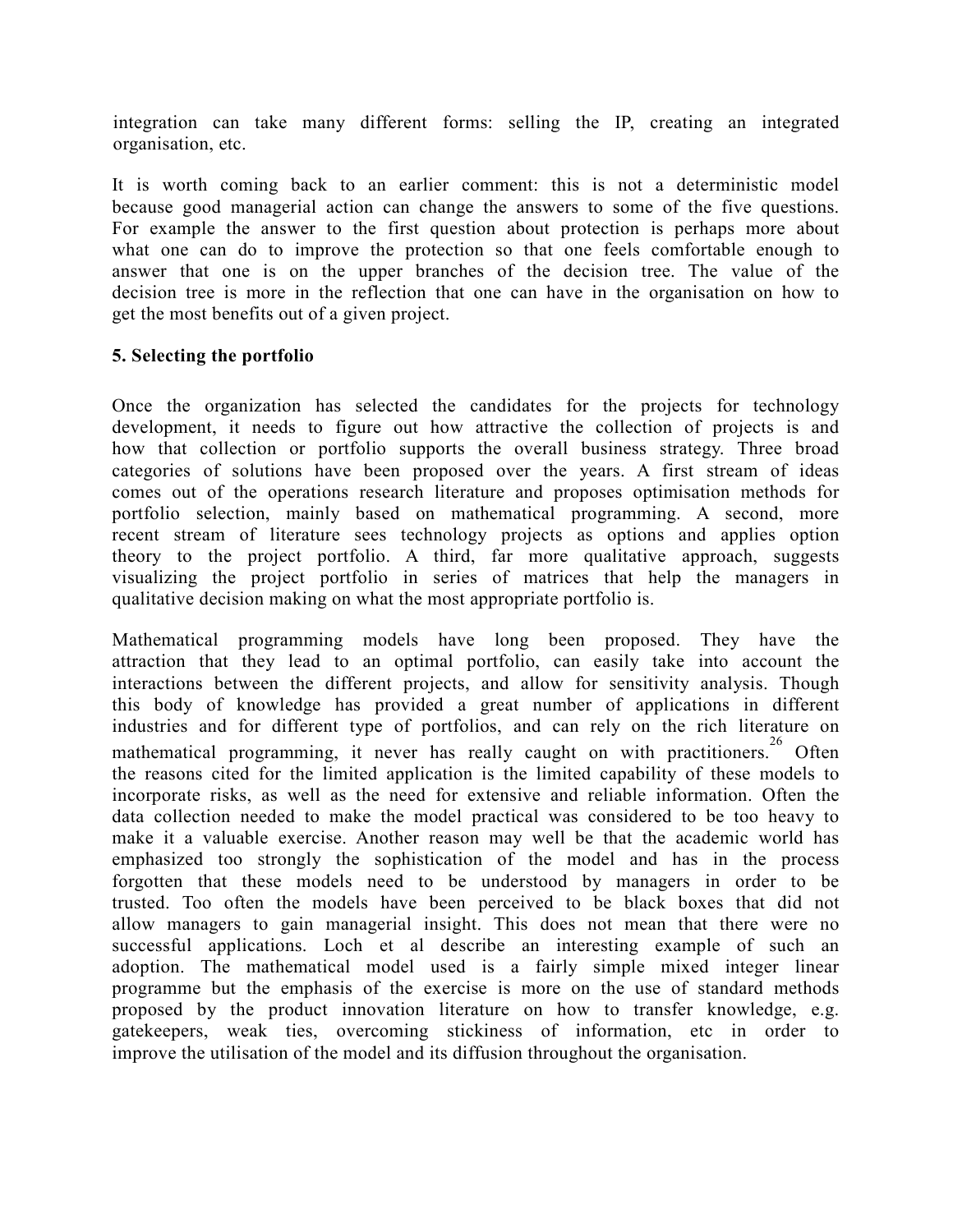integration can take many different forms: selling the IP, creating an integrated organisation, etc.

It is worth coming back to an earlier comment: this is not a deterministic model because good managerial action can change the answers to some of the five questions. For example the answer to the first question about protection is perhaps more about what one can do to improve the protection so that one feels comfortable enough to answer that one is on the upper branches of the decision tree. The value of the decision tree is more in the reflection that one can have in the organisation on how to get the most benefits out of a given project.

## 5. Selecting the portfolio

Once the organization has selected the candidates for the projects for technology development, it needs to figure out how attractive the collection of projects is and how that collection or portfolio supports the overall business strategy. Three broad categories of solutions have been proposed over the years. A first stream of ideas comes out of the operations research literature and proposes optimisation methods for portfolio selection, mainly based on mathematical programming. A second, more recent stream of literature sees technology projects as options and applies option theory to the project portfolio. A third, far more qualitative approach, suggests visualizing the project portfolio in series of matrices that help the managers in qualitative decision making on what the most appropriate portfolio is.

Mathematical programming models have long been proposed. They have the attraction that they lead to an optimal portfolio, can easily take into account the interactions between the different projects, and allow for sensitivity analysis. Though this body of knowledge has provided a great number of applications in different industries and for different type of portfolios, and can rely on the rich literature on mathematical programming, it never has really caught on with practitioners.[26] Often the reasons cited for the limited application is the limited capability of these models to incorporate risks, as well as the need for extensive and reliable information. Often the data collection needed to make the model practical was considered to be too heavy to make it a valuable exercise. Another reason may well be that the academic world has emphasized too strongly the sophistication of the model and has in the process forgotten that these models need to be understood by managers in order to be trusted. Too often the models have been perceived to be black boxes that did not allow managers to gain managerial insight. This does not mean that there were no successful applications. Loch et al describe an interesting example of such an adoption. The mathematical model used is a fairly simple mixed integer linear programme but the emphasis of the exercise is more on the use of standard methods proposed by the product innovation literature on how to transfer knowledge, e.g. gatekeepers, weak ties, overcoming stickiness of information, etc in order to improve the utilisation of the model and its diffusion throughout the organisation.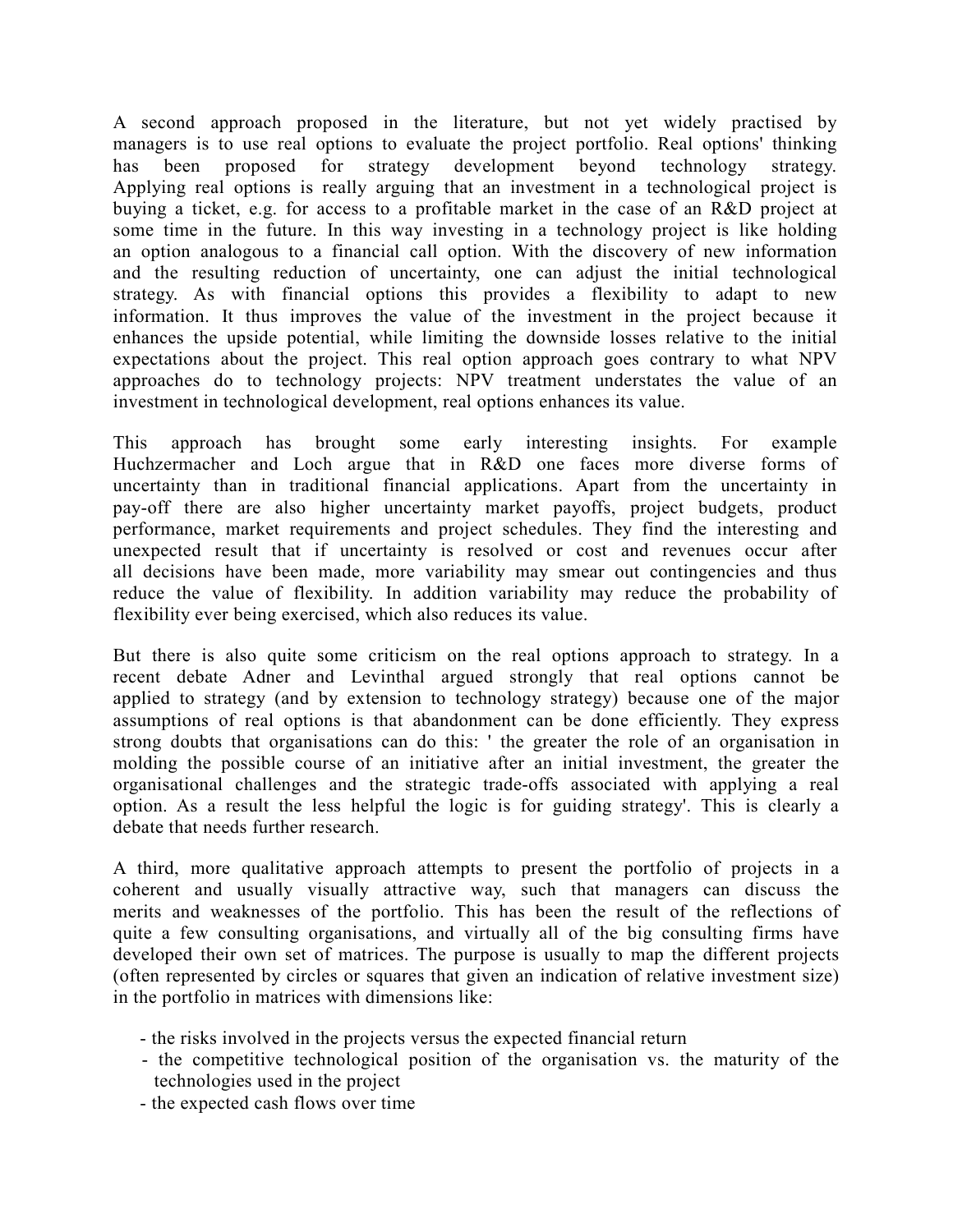A second approach proposed in the literature, but not yet widely practised by managers is to use real options to evaluate the project portfolio. Real options' thinking has been proposed for strategy development beyond technology strategy. Applying real options is really arguing that an investment in a technological project is buying a ticket, e.g. for access to a profitable market in the case of an R&D project at some time in the future. In this way investing in a technology project is like holding an option analogous to a financial call option. With the discovery of new information and the resulting reduction of uncertainty, one can adjust the initial technological strategy. As with financial options this provides a flexibility to adapt to new information. It thus improves the value of the investment in the project because it enhances the upside potential, while limiting the downside losses relative to the initial expectations about the project. This real option approach goes contrary to what NPV approaches do to technology projects: NPV treatment understates the value of an investment in technological development, real options enhances its value.

This approach has brought some early interesting insights. For example Huchzermacher and Loch argue that in R&D one faces more diverse forms of uncertainty than in traditional financial applications. Apart from the uncertainty in pay-off there are also higher uncertainty market payoffs, project budgets, product performance, market requirements and project schedules. They find the interesting and unexpected result that if uncertainty is resolved or cost and revenues occur after all decisions have been made, more variability may smear out contingencies and thus reduce the value of flexibility. In addition variability may reduce the probability of flexibility ever being exercised, which also reduces its value.

But there is also quite some criticism on the real options approach to strategy. In a recent debate Adner and Levinthal argued strongly that real options cannot be applied to strategy (and by extension to technology strategy) because one of the major assumptions of real options is that abandonment can be done efficiently. They express strong doubts that organisations can do this: ' the greater the role of an organisation in molding the possible course of an initiative after an initial investment, the greater the organisational challenges and the strategic trade-offs associated with applying a real option. As a result the less helpful the logic is for guiding strategy'. This is clearly a debate that needs further research.

A third, more qualitative approach attempts to present the portfolio of projects in a coherent and usually visually attractive way, such that managers can discuss the merits and weaknesses of the portfolio. This has been the result of the reflections of quite a few consulting organisations, and virtually all of the big consulting firms have developed their own set of matrices. The purpose is usually to map the different projects (often represented by circles or squares that given an indication of relative investment size) in the portfolio in matrices with dimensions like:

- the risks involved in the projects versus the expected financial return
- the competitive technological position of the organisation vs. the maturity of the technologies used in the project
- the expected cash flows over time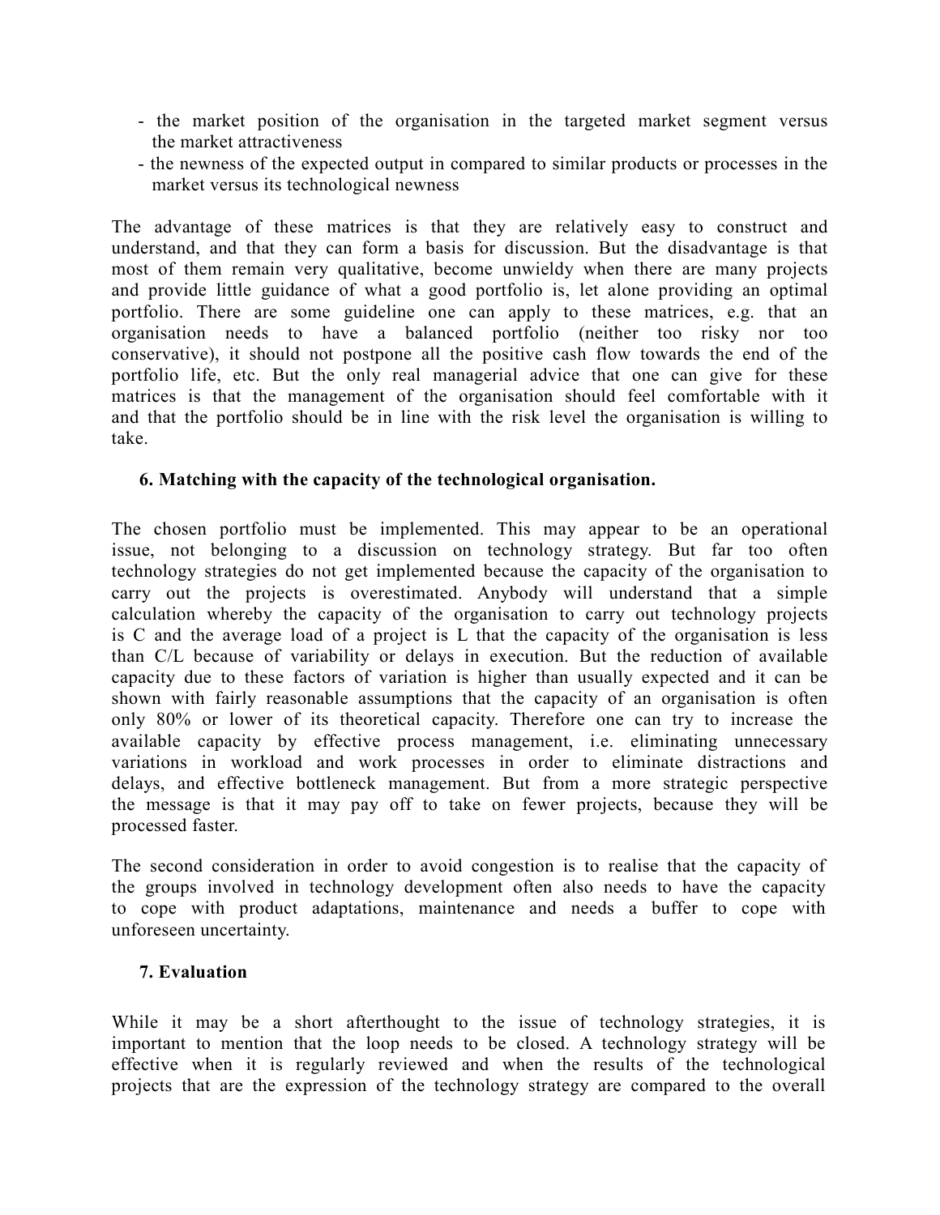- the market position of the organisation in the targeted market segment versus the market attractiveness
- the newness of the expected output in compared to similar products or processes in the market versus its technological newness

The advantage of these matrices is that they are relatively easy to construct and understand, and that they can form a basis for discussion. But the disadvantage is that most of them remain very qualitative, become unwieldy when there are many projects and provide little guidance of what a good portfolio is, let alone providing an optimal portfolio. There are some guideline one can apply to these matrices, e.g. that an organisation needs to have a balanced portfolio (neither too risky nor too conservative), it should not postpone all the positive cash flow towards the end of the portfolio life, etc. But the only real managerial advice that one can give for these matrices is that the management of the organisation should feel comfortable with it and that the portfolio should be in line with the risk level the organisation is willing to take.

**6. Matching with the capacity of the technological organisation.**

The chosen portfolio must be implemented. This may appear to be an operational issue, not belonging to a discussion on technology strategy. But far too often technology strategies do not get implemented because the capacity of the organisation to carry out the projects is overestimated. Anybody will understand that a simple calculation whereby the capacity of the organisation to carry out technology projects is $C$ and the average load of a project is $L$ that the capacity of the organisation is less than $C/L$ because of variability or delays in execution. But the reduction of available capacity due to these factors of variation is higher than usually expected and it can be shown with fairly reasonable assumptions that the capacity of an organisation is often only 80% or lower of its theoretical capacity. Therefore one can try to increase the available capacity by effective process management, i.e. eliminating unnecessary variations in workload and work processes in order to eliminate distractions and delays, and effective bottleneck management. But from a more strategic perspective the message is that it may pay off to take on fewer projects, because they will be processed faster.

The second consideration in order to avoid congestion is to realise that the capacity of the groups involved in technology development often also needs to have the capacity to cope with product adaptations, maintenance and needs a buffer to cope with unforeseen uncertainty.

**7. Evaluation**

While it may be a short afterthought to the issue of technology strategies, it is important to mention that the loop needs to be closed. A technology strategy will be effective when it is regularly reviewed and when the results of the technological projects that are the expression of the technology strategy are compared to the overall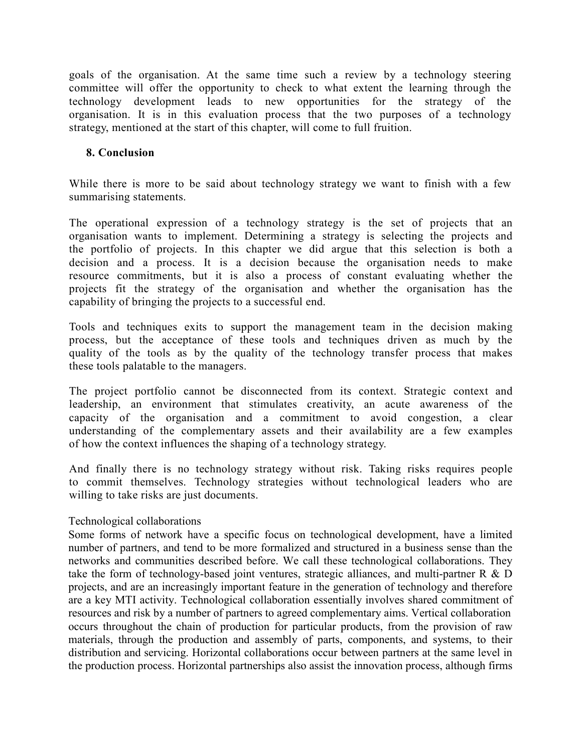goals of the organisation. At the same time such a review by a technology steering committee will offer the opportunity to check to what extent the learning through the technology development leads to new opportunities for the strategy of the organisation. It is in this evaluation process that the two purposes of a technology strategy, mentioned at the start of this chapter, will come to full fruition.

## 8. Conclusion

While there is more to be said about technology strategy we want to finish with a few summarising statements.

The operational expression of a technology strategy is the set of projects that an organisation wants to implement. Determining a strategy is selecting the projects and the portfolio of projects. In this chapter we did argue that this selection is both a decision and a process. It is a decision because the organisation needs to make resource commitments, but it is also a process of constant evaluating whether the projects fit the strategy of the organisation and whether the organisation has the capability of bringing the projects to a successful end.

Tools and techniques exits to support the management team in the decision making process, but the acceptance of these tools and techniques driven as much by the quality of the tools as by the quality of the technology transfer process that makes these tools palatable to the managers.

The project portfolio cannot be disconnected from its context. Strategic context and leadership, an environment that stimulates creativity, an acute awareness of the capacity of the organisation and a commitment to avoid congestion, a clear understanding of the complementary assets and their availability are a few examples of how the context influences the shaping of a technology strategy.

And finally there is no technology strategy without risk. Taking risks requires people to commit themselves. Technology strategies without technological leaders who are willing to take risks are just documents.

Technological collaborations

Some forms of network have a specific focus on technological development, have a limited number of partners, and tend to be more formalized and structured in a business sense than the networks and communities described before. We call these technological collaborations. They take the form of technology-based joint ventures, strategic alliances, and multi-partner R & D projects, and are an increasingly important feature in the generation of technology and therefore are a key MTI activity. Technological collaboration essentially involves shared commitment of resources and risk by a number of partners to agreed complementary aims. Vertical collaboration occurs throughout the chain of production for particular products, from the provision of raw materials, through the production and assembly of parts, components, and systems, to their distribution and servicing. Horizontal collaborations occur between partners at the same level in the production process. Horizontal partnerships also assist the innovation process, although firms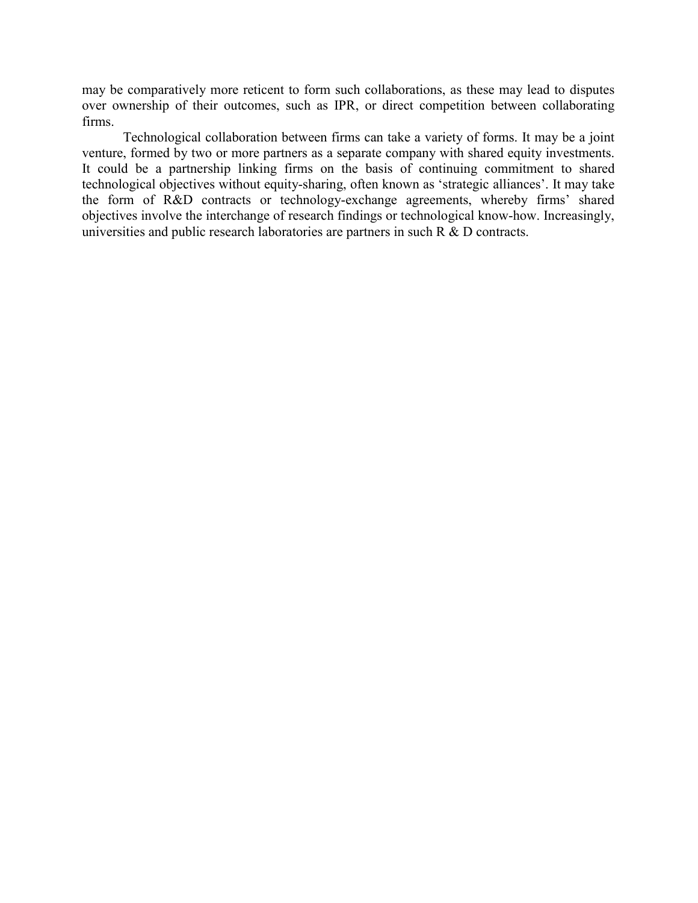may be comparatively more reticent to form such collaborations, as these may lead to disputes over ownership of their outcomes, such as IPR, or direct competition between collaborating firms.

Technological collaboration between firms can take a variety of forms. It may be a joint venture, formed by two or more partners as a separate company with shared equity investments. It could be a partnership linking firms on the basis of continuing commitment to shared technological objectives without equity-sharing, often known as 'strategic alliances'. It may take the form of R&D contracts or technology-exchange agreements, whereby firms' shared objectives involve the interchange of research findings or technological know-how. Increasingly, universities and public research laboratories are partners in such R & D contracts.